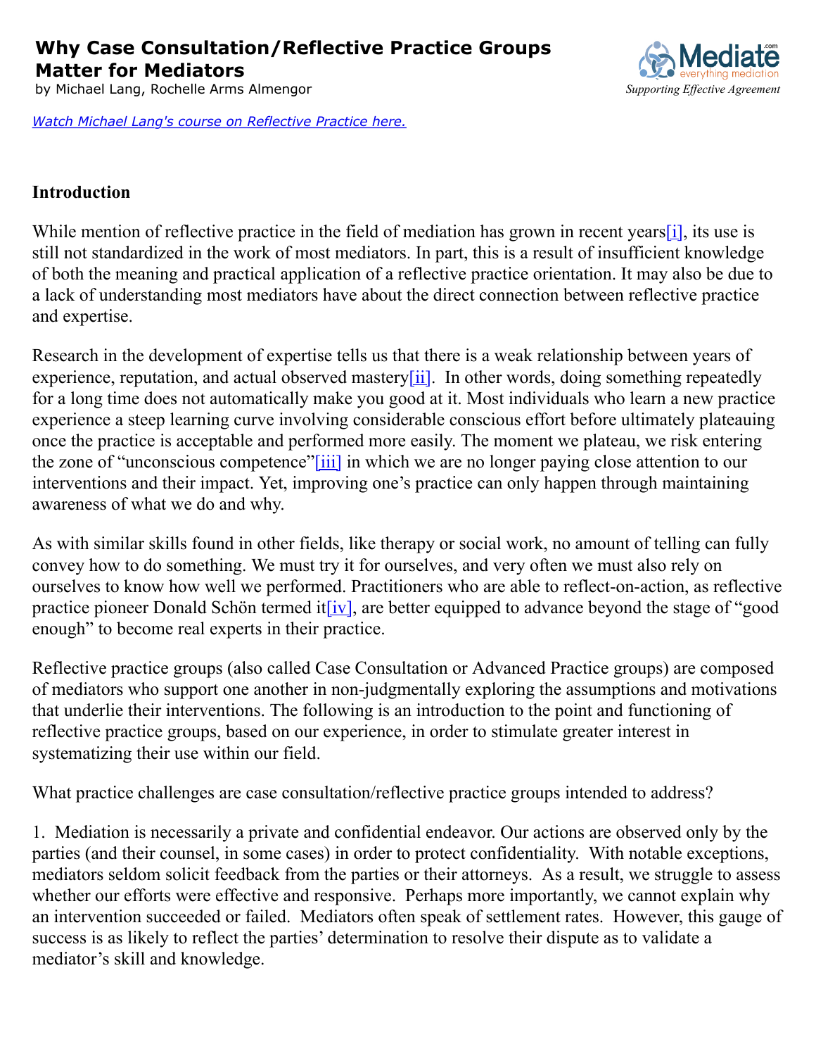# Why Case Consultation/Reflective Practice Groups Matter for Mediators

by Michael Lang, Rochelle Arms Almengor

*Watch Michael Lang's course on Reflective Practice here.*

## Introduction

While mention of reflective practice in the field of mediation has grown in recent years[i], its use is still not standardized in the work of most mediators. In part, this is a result of insufficient knowledge of both the meaning and practical application of a reflective practice orientation. It may also be due to a lack of understanding most mediators have about the direct connection between reflective practice and expertise.

Research in the development of expertise tells us that there is a weak relationship between years of experience, reputation, and actual observed mastery[ii]. In other words, doing something repeatedly for a long time does not automatically make you good at it. Most individuals who learn a new practice experience a steep learning curve involving considerable conscious effort before ultimately plateauing once the practice is acceptable and performed more easily. The moment we plateau, we risk entering the zone of "unconscious competence"[iii] in which we are no longer paying close attention to our interventions and their impact. Yet, improving one's practice can only happen through maintaining awareness of what we do and why.

As with similar skills found in other fields, like therapy or social work, no amount of telling can fully convey how to do something. We must try it for ourselves, and very often we must also rely on ourselves to know how well we performed. Practitioners who are able to reflect-on-action, as reflective practice pioneer Donald Schön termed it[iv], are better equipped to advance beyond the stage of "good enough" to become real experts in their practice.

Reflective practice groups (also called Case Consultation or Advanced Practice groups) are composed of mediators who support one another in non-judgmentally exploring the assumptions and motivations that underlie their interventions. The following is an introduction to the point and functioning of reflective practice groups, based on our experience, in order to stimulate greater interest in systematizing their use within our field.

What practice challenges are case consultation/reflective practice groups intended to address?

1. Mediation is necessarily a private and confidential endeavor. Our actions are observed only by the parties (and their counsel, in some cases) in order to protect confidentiality. With notable exceptions, mediators seldom solicit feedback from the parties or their attorneys. As a result, we struggle to assess whether our efforts were effective and responsive. Perhaps more importantly, we cannot explain why an intervention succeeded or failed. Mediators often speak of settlement rates. However, this gauge of success is as likely to reflect the parties' determination to resolve their dispute as to validate a mediator's skill and knowledge.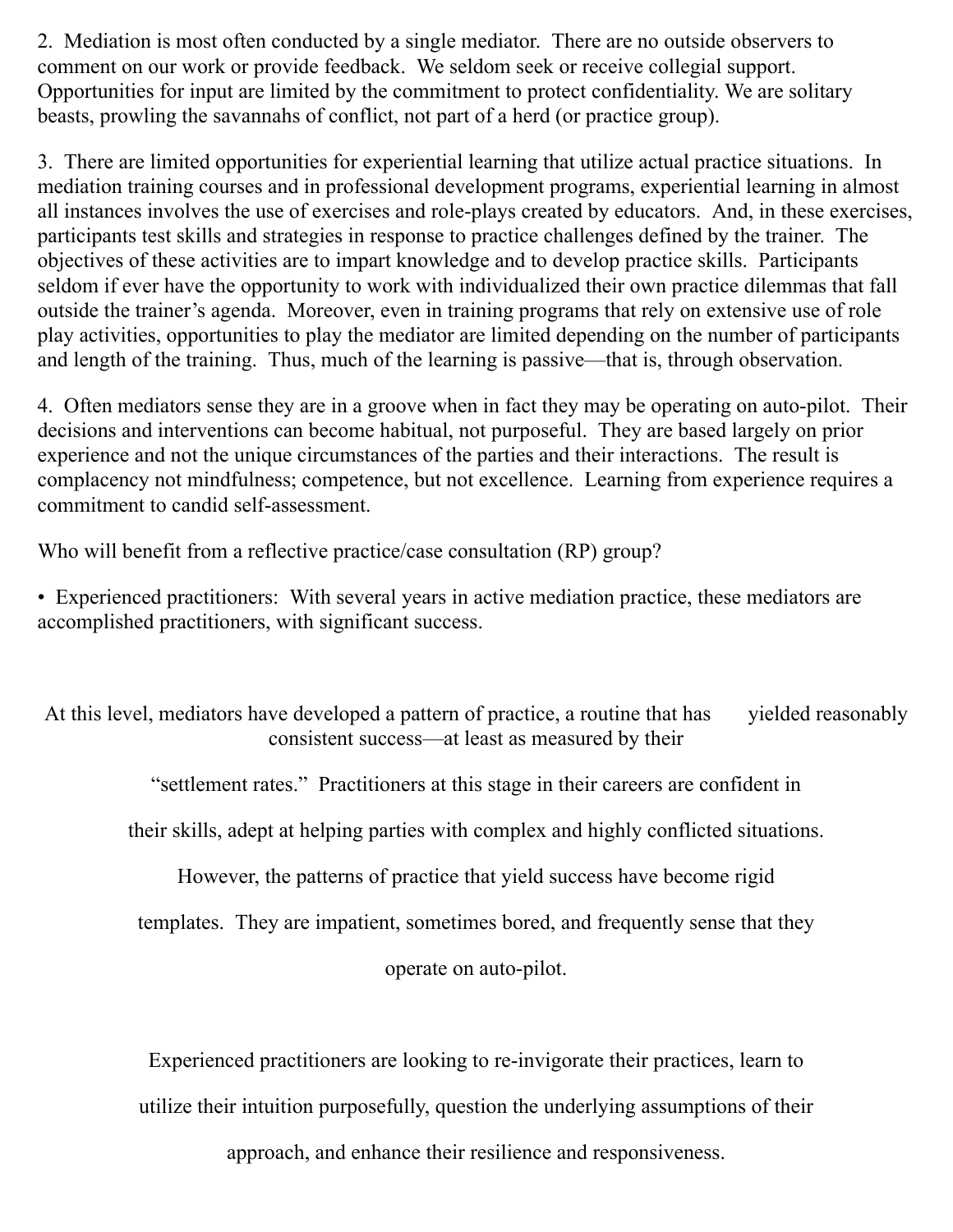2. Mediation is most often conducted by a single mediator. There are no outside observers to comment on our work or provide feedback. We seldom seek or receive collegial support. Opportunities for input are limited by the commitment to protect confidentiality. We are solitary beasts, prowling the savannahs of conflict, not part of a herd (or practice group).

3. There are limited opportunities for experiential learning that utilize actual practice situations. In mediation training courses and in professional development programs, experiential learning in almost all instances involves the use of exercises and role-plays created by educators. And, in these exercises, participants test skills and strategies in response to practice challenges defined by the trainer. The objectives of these activities are to impart knowledge and to develop practice skills. Participants seldom if ever have the opportunity to work with individualized their own practice dilemmas that fall outside the trainer's agenda. Moreover, even in training programs that rely on extensive use of role play activities, opportunities to play the mediator are limited depending on the number of participants and length of the training. Thus, much of the learning is passive—that is, through observation.

4. Often mediators sense they are in a groove when in fact they may be operating on auto-pilot. Their decisions and interventions can become habitual, not purposeful. They are based largely on prior experience and not the unique circumstances of the parties and their interactions. The result is complacency not mindfulness; competence, but not excellence. Learning from experience requires a commitment to candid self-assessment.

Who will benefit from a reflective practice/case consultation (RP) group?

- Experienced practitioners: With several years in active mediation practice, these mediators are accomplished practitioners, with significant success.

At this level, mediators have developed a pattern of practice, a routine that has yielded reasonably consistent success—at least as measured by their "settlement rates." Practitioners at this stage in their careers are confident in their skills, adept at helping parties with complex and highly conflicted situations. However, the patterns of practice that yield success have become rigid templates. They are impatient, sometimes bored, and frequently sense that they operate on auto-pilot.

Experienced practitioners are looking to re-invigorate their practices, learn to utilize their intuition purposefully, question the underlying assumptions of their approach, and enhance their resilience and responsiveness.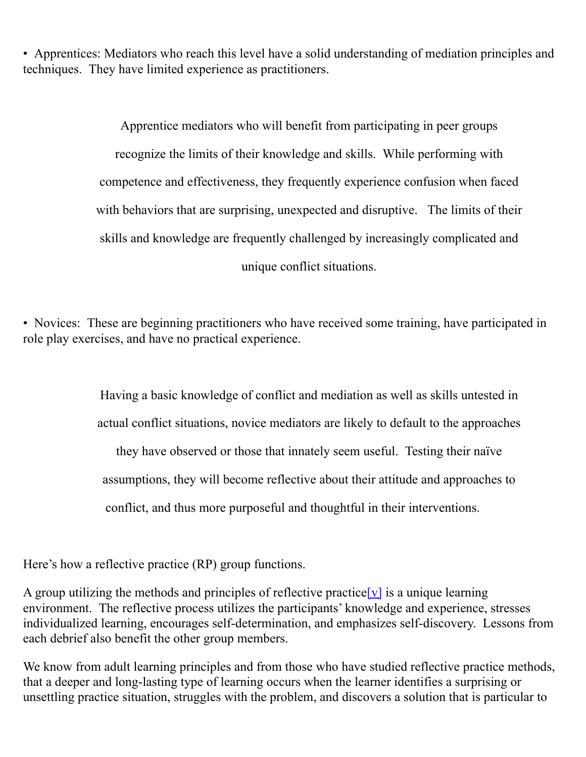- Apprentices: Mediators who reach this level have a solid understanding of mediation principles and techniques. They have limited experience as practitioners.

> Apprentice mediators who will benefit from participating in peer groups recognize the limits of their knowledge and skills. While performing with competence and effectiveness, they frequently experience confusion when faced with behaviors that are surprising, unexpected and disruptive. The limits of their skills and knowledge are frequently challenged by increasingly complicated and unique conflict situations.

- Novices: These are beginning practitioners who have received some training, have participated in role play exercises, and have no practical experience.

> Having a basic knowledge of conflict and mediation as well as skills untested in actual conflict situations, novice mediators are likely to default to the approaches they have observed or those that innately seem useful. Testing their naïve assumptions, they will become reflective about their attitude and approaches to conflict, and thus more purposeful and thoughtful in their interventions.

Here's how a reflective practice (RP) group functions.

A group utilizing the methods and principles of reflective practice[v] is a unique learning environment. The reflective process utilizes the participants' knowledge and experience, stresses individualized learning, encourages self-determination, and emphasizes self-discovery. Lessons from each debrief also benefit the other group members.

We know from adult learning principles and from those who have studied reflective practice methods, that a deeper and long-lasting type of learning occurs when the learner identifies a surprising or unsettling practice situation, struggles with the problem, and discovers a solution that is particular to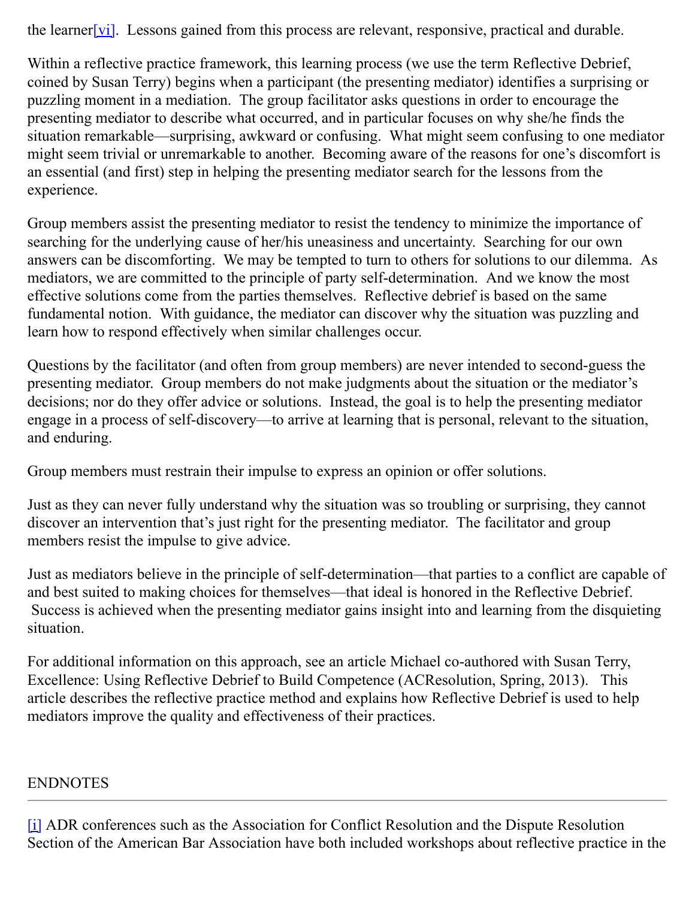the learner[vi]. Lessons gained from this process are relevant, responsive, practical and durable.

Within a reflective practice framework, this learning process (we use the term Reflective Debrief, coined by Susan Terry) begins when a participant (the presenting mediator) identifies a surprising or puzzling moment in a mediation. The group facilitator asks questions in order to encourage the presenting mediator to describe what occurred, and in particular focuses on why she/he finds the situation remarkable—surprising, awkward or confusing. What might seem confusing to one mediator might seem trivial or unremarkable to another. Becoming aware of the reasons for one's discomfort is an essential (and first) step in helping the presenting mediator search for the lessons from the experience.

Group members assist the presenting mediator to resist the tendency to minimize the importance of searching for the underlying cause of her/his uneasiness and uncertainty. Searching for our own answers can be discomforting. We may be tempted to turn to others for solutions to our dilemma. As mediators, we are committed to the principle of party self-determination. And we know the most effective solutions come from the parties themselves. Reflective debrief is based on the same fundamental notion. With guidance, the mediator can discover why the situation was puzzling and learn how to respond effectively when similar challenges occur.

Questions by the facilitator (and often from group members) are never intended to second-guess the presenting mediator. Group members do not make judgments about the situation or the mediator's decisions; nor do they offer advice or solutions. Instead, the goal is to help the presenting mediator engage in a process of self-discovery—to arrive at learning that is personal, relevant to the situation, and enduring.

Group members must restrain their impulse to express an opinion or offer solutions.

Just as they can never fully understand why the situation was so troubling or surprising, they cannot discover an intervention that's just right for the presenting mediator. The facilitator and group members resist the impulse to give advice.

Just as mediators believe in the principle of self-determination—that parties to a conflict are capable of and best suited to making choices for themselves—that ideal is honored in the Reflective Debrief. Success is achieved when the presenting mediator gains insight into and learning from the disquieting situation.

For additional information on this approach, see an article Michael co-authored with Susan Terry, Excellence: Using Reflective Debrief to Build Competence (ACResolution, Spring, 2013). This article describes the reflective practice method and explains how Reflective Debrief is used to help mediators improve the quality and effectiveness of their practices.

ENDNOTES

---

[i] ADR conferences such as the Association for Conflict Resolution and the Dispute Resolution Section of the American Bar Association have both included workshops about reflective practice in the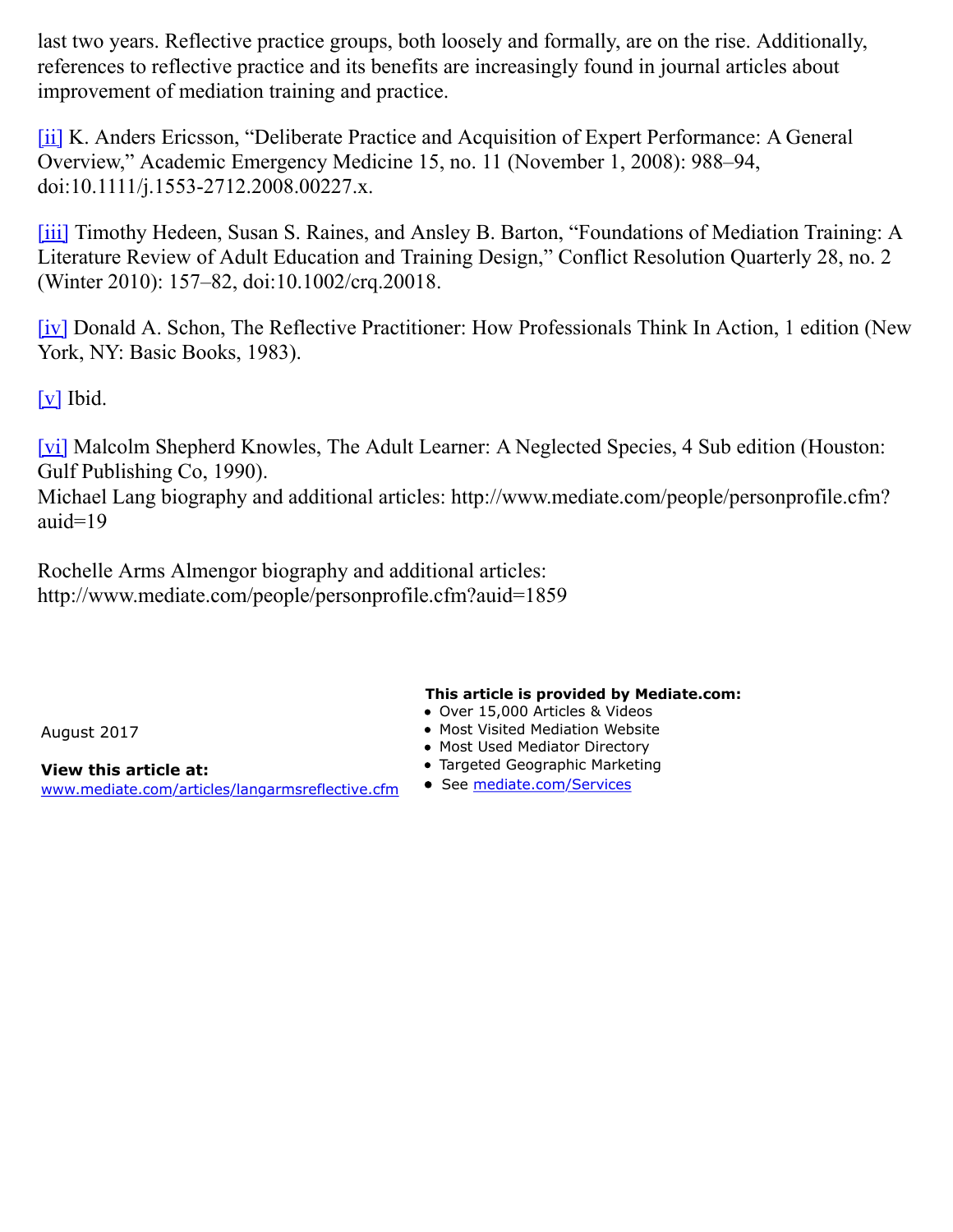last two years. Reflective practice groups, both loosely and formally, are on the rise. Additionally, references to reflective practice and its benefits are increasingly found in journal articles about improvement of mediation training and practice.

[ii] K. Anders Ericsson, "Deliberate Practice and Acquisition of Expert Performance: A General Overview," Academic Emergency Medicine 15, no. 11 (November 1, 2008): 988–94, doi:10.1111/j.1553-2712.2008.00227.x.

[iii] Timothy Hedeen, Susan S. Raines, and Ansley B. Barton, "Foundations of Mediation Training: A Literature Review of Adult Education and Training Design," Conflict Resolution Quarterly 28, no. 2 (Winter 2010): 157–82, doi:10.1002/crq.20018.

[iv] Donald A. Schon, The Reflective Practitioner: How Professionals Think In Action, 1 edition (New York, NY: Basic Books, 1983).

[v] Ibid.

[vi] Malcolm Shepherd Knowles, The Adult Learner: A Neglected Species, 4 Sub edition (Houston: Gulf Publishing Co, 1990).

Michael Lang biography and additional articles: http://www.mediate.com/people/personprofile.cfm?auid=19

Rochelle Arms Almengor biography and additional articles: http://www.mediate.com/people/personprofile.cfm?auid=1859

August 2017

**View this article at:**
www.mediate.com/articles/langarmsreflective.cfm

**This article is provided by Mediate.com:**

- Over 15,000 Articles & Videos
- Most Visited Mediation Website
- Most Used Mediator Directory
- Targeted Geographic Marketing
- See mediate.com/Services